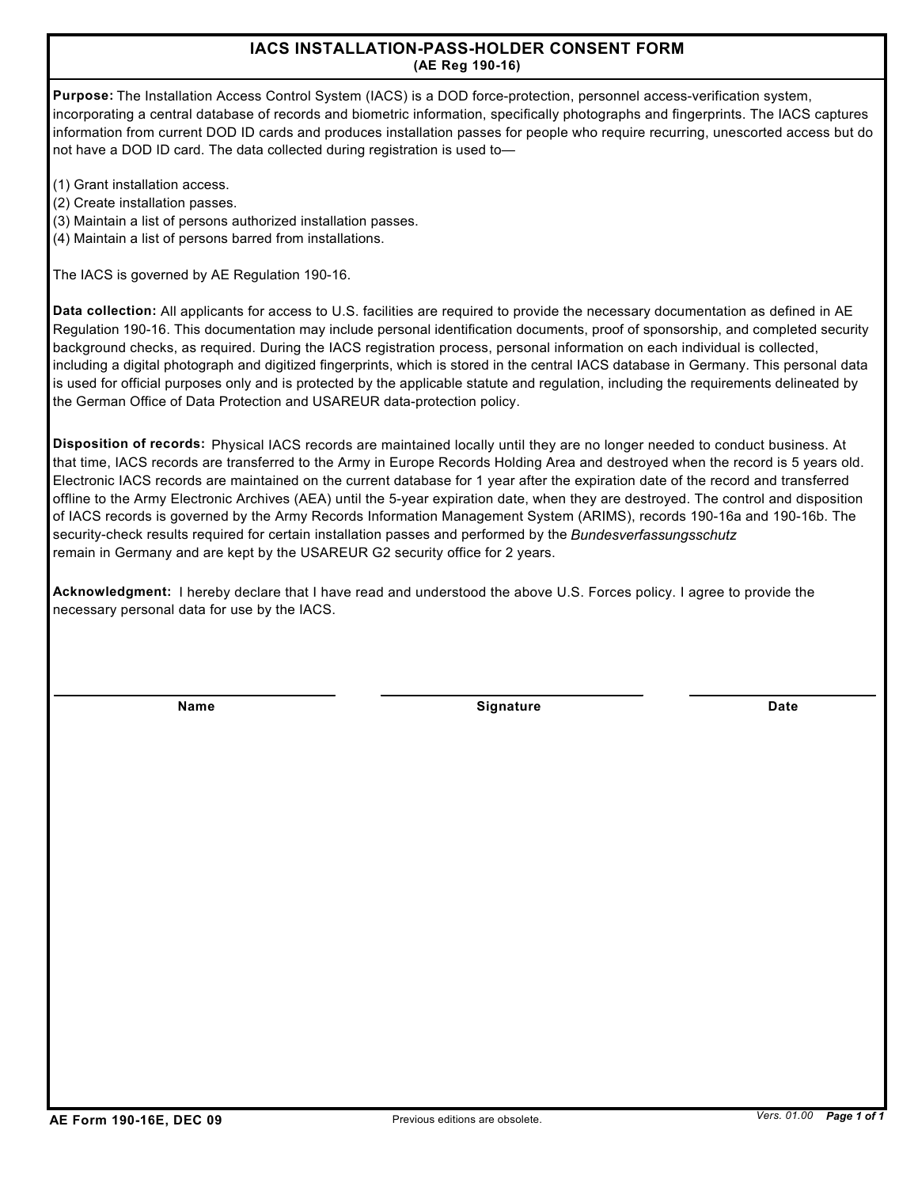# IACS INSTALLATION-PASS-HOLDER CONSENT FORM

**(AE Reg 190-16)**

**Purpose:** The Installation Access Control System (IACS) is a DOD force-protection, personnel access-verification system, incorporating a central database of records and biometric information, specifically photographs and fingerprints. The IACS captures information from current DOD ID cards and produces installation passes for people who require recurring, unescorted access but do not have a DOD ID card. The data collected during registration is used to—

(1) Grant installation access.
(2) Create installation passes.
(3) Maintain a list of persons authorized installation passes.
(4) Maintain a list of persons barred from installations.

The IACS is governed by AE Regulation 190-16.

**Data collection:** All applicants for access to U.S. facilities are required to provide the necessary documentation as defined in AE Regulation 190-16. This documentation may include personal identification documents, proof of sponsorship, and completed security background checks, as required. During the IACS registration process, personal information on each individual is collected, including a digital photograph and digitized fingerprints, which is stored in the central IACS database in Germany. This personal data is used for official purposes only and is protected by the applicable statute and regulation, including the requirements delineated by the German Office of Data Protection and USAREUR data-protection policy.

**Disposition of records:** Physical IACS records are maintained locally until they are no longer needed to conduct business. At that time, IACS records are transferred to the Army in Europe Records Holding Area and destroyed when the record is 5 years old. Electronic IACS records are maintained on the current database for 1 year after the expiration date of the record and transferred offline to the Army Electronic Archives (AEA) until the 5-year expiration date, when they are destroyed. The control and disposition of IACS records is governed by the Army Records Information Management System (ARIMS), records 190-16a and 190-16b. The security-check results required for certain installation passes and performed by the *Bundesverfassungsschutz* remain in Germany and are kept by the USAREUR G2 security office for 2 years.

**Acknowledgment:** I hereby declare that I have read and understood the above U.S. Forces policy. I agree to provide the necessary personal data for use by the IACS.

| Name | Signature | Date |
| --- | --- | --- |
| | | |

AE Form 190-16E, DEC 09 — Previous editions are obsolete. — Vers. 01.00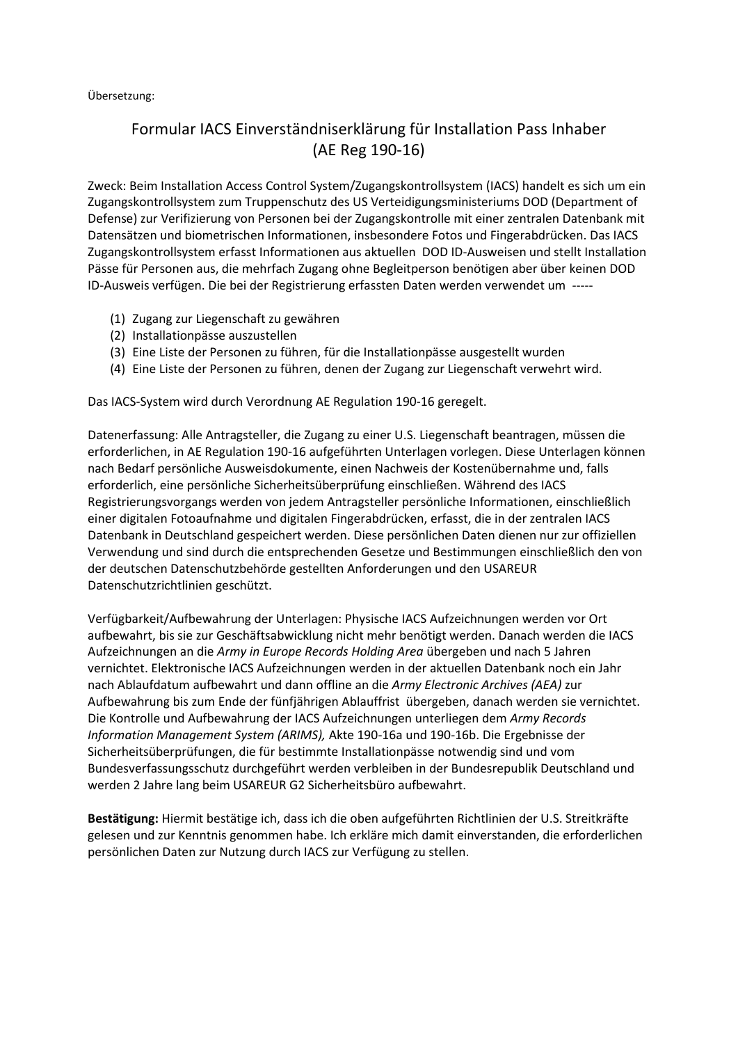Übersetzung:

# Formular IACS Einverständniserklärung für Installation Pass Inhaber (AE Reg 190-16)

Zweck: Beim Installation Access Control System/Zugangskontrollsystem (IACS) handelt es sich um ein Zugangskontrollsystem zum Truppenschutz des US Verteidigungsministeriums DOD (Department of Defense) zur Verifizierung von Personen bei der Zugangskontrolle mit einer zentralen Datenbank mit Datensätzen und biometrischen Informationen, insbesondere Fotos und Fingerabdrücken. Das IACS Zugangskontrollsystem erfasst Informationen aus aktuellen DOD ID-Ausweisen und stellt Installation Pässe für Personen aus, die mehrfach Zugang ohne Begleitperson benötigen aber über keinen DOD ID-Ausweis verfügen. Die bei der Registrierung erfassten Daten werden verwendet um -----

(1) Zugang zur Liegenschaft zu gewähren
(2) Installationpässe auszustellen
(3) Eine Liste der Personen zu führen, für die Installationpässe ausgestellt wurden
(4) Eine Liste der Personen zu führen, denen der Zugang zur Liegenschaft verwehrt wird.

Das IACS-System wird durch Verordnung AE Regulation 190-16 geregelt.

Datenerfassung: Alle Antragsteller, die Zugang zu einer U.S. Liegenschaft beantragen, müssen die erforderlichen, in AE Regulation 190-16 aufgeführten Unterlagen vorlegen. Diese Unterlagen können nach Bedarf persönliche Ausweisdokumente, einen Nachweis der Kostenübernahme und, falls erforderlich, eine persönliche Sicherheitsüberprüfung einschließen. Während des IACS Registrierungsvorgangs werden von jedem Antragsteller persönliche Informationen, einschließlich einer digitalen Fotoaufnahme und digitalen Fingerabdrücken, erfasst, die in der zentralen IACS Datenbank in Deutschland gespeichert werden. Diese persönlichen Daten dienen nur zur offiziellen Verwendung und sind durch die entsprechenden Gesetze und Bestimmungen einschließlich den von der deutschen Datenschutzbehörde gestellten Anforderungen und den USAREUR Datenschutzrichtlinien geschützt.

Verfügbarkeit/Aufbewahrung der Unterlagen: Physische IACS Aufzeichnungen werden vor Ort aufbewahrt, bis sie zur Geschäftsabwicklung nicht mehr benötigt werden. Danach werden die IACS Aufzeichnungen an die *Army in Europe Records Holding Area* übergeben und nach 5 Jahren vernichtet. Elektronische IACS Aufzeichnungen werden in der aktuellen Datenbank noch ein Jahr nach Ablaufdatum aufbewahrt und dann offline an die *Army Electronic Archives (AEA)* zur Aufbewahrung bis zum Ende der fünfjährigen Ablauffrist übergeben, danach werden sie vernichtet. Die Kontrolle und Aufbewahrung der IACS Aufzeichnungen unterliegen dem *Army Records Information Management System (ARIMS),* Akte 190-16a und 190-16b. Die Ergebnisse der Sicherheitsüberprüfungen, die für bestimmte Installationpässe notwendig sind und vom Bundesverfassungsschutz durchgeführt werden verbleiben in der Bundesrepublik Deutschland und werden 2 Jahre lang beim USAREUR G2 Sicherheitsbüro aufbewahrt.

**Bestätigung:** Hiermit bestätige ich, dass ich die oben aufgeführten Richtlinien der U.S. Streitkräfte gelesen und zur Kenntnis genommen habe. Ich erkläre mich damit einverstanden, die erforderlichen persönlichen Daten zur Nutzung durch IACS zur Verfügung zu stellen.